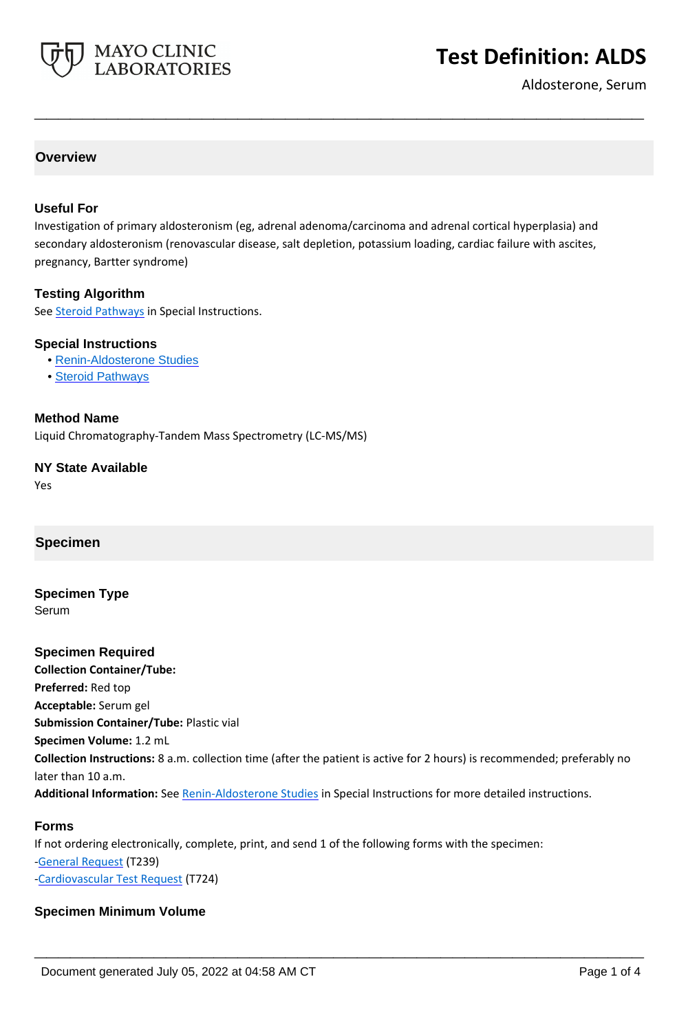# Test Definition: ALDS

Aldosterone, Serum

## Overview

### Useful For

Investigation of primary aldosteronism (eg, adrenal adenoma/carcinoma and adrenal cortical hyperplasia) and secondary aldosteronism (renovascular disease, salt depletion, potassium loading, cardiac failure with ascites, pregnancy, Bartter syndrome)

### Testing Algorithm

See Steroid Pathways in Special Instructions.

### Special Instructions

- Renin-Aldosterone Studies
- Steroid Pathways

### Method Name

Liquid Chromatography-Tandem Mass Spectrometry (LC-MS/MS)

### NY State Available

Yes

## Specimen

### Specimen Type

Serum

### Specimen Required

**Collection Container/Tube:**
**Preferred:** Red top
**Acceptable:** Serum gel
**Submission Container/Tube:** Plastic vial
**Specimen Volume:** 1.2 mL
**Collection Instructions:** 8 a.m. collection time (after the patient is active for 2 hours) is recommended; preferably no later than 10 a.m.
**Additional Information:** See Renin-Aldosterone Studies in Special Instructions for more detailed instructions.

### Forms

If not ordering electronically, complete, print, and send 1 of the following forms with the specimen:
-General Request (T239)
-Cardiovascular Test Request (T724)

### Specimen Minimum Volume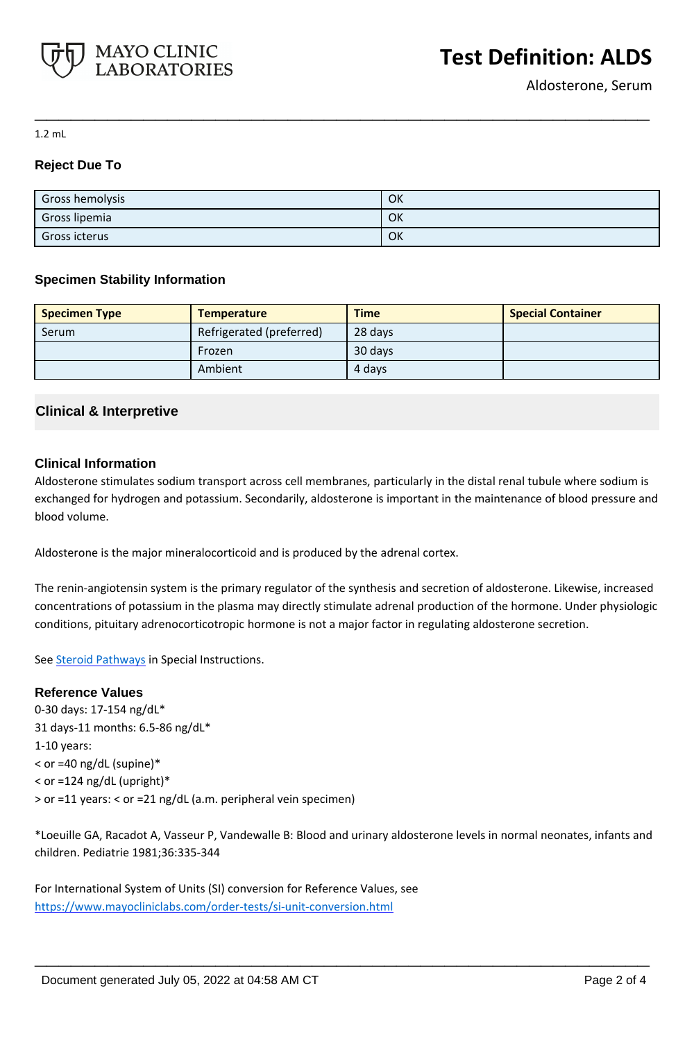1.2 mL

### Reject Due To

| Gross hemolysis | OK |
|---|---|
| Gross lipemia | OK |
| Gross icterus | OK |

### Specimen Stability Information

| Specimen Type | Temperature | Time | Special Container |
|---|---|---|---|
| Serum | Refrigerated (preferred) | 28 days | |
| | Frozen | 30 days | |
| | Ambient | 4 days | |

## Clinical & Interpretive

### Clinical Information

Aldosterone stimulates sodium transport across cell membranes, particularly in the distal renal tubule where sodium is exchanged for hydrogen and potassium. Secondarily, aldosterone is important in the maintenance of blood pressure and blood volume.

Aldosterone is the major mineralocorticoid and is produced by the adrenal cortex.

The renin-angiotensin system is the primary regulator of the synthesis and secretion of aldosterone. Likewise, increased concentrations of potassium in the plasma may directly stimulate adrenal production of the hormone. Under physiologic conditions, pituitary adrenocorticotropic hormone is not a major factor in regulating aldosterone secretion.

See Steroid Pathways in Special Instructions.

### Reference Values

0-30 days: 17-154 ng/dL*

31 days-11 months: 6.5-86 ng/dL*

1-10 years:

< or =40 ng/dL (supine)*

< or =124 ng/dL (upright)*

> or =11 years: < or =21 ng/dL (a.m. peripheral vein specimen)

*Loeuille GA, Racadot A, Vasseur P, Vandewalle B: Blood and urinary aldosterone levels in normal neonates, infants and children. Pediatrie 1981;36:335-344

For International System of Units (SI) conversion for Reference Values, see https://www.mayocliniclabs.com/order-tests/si-unit-conversion.html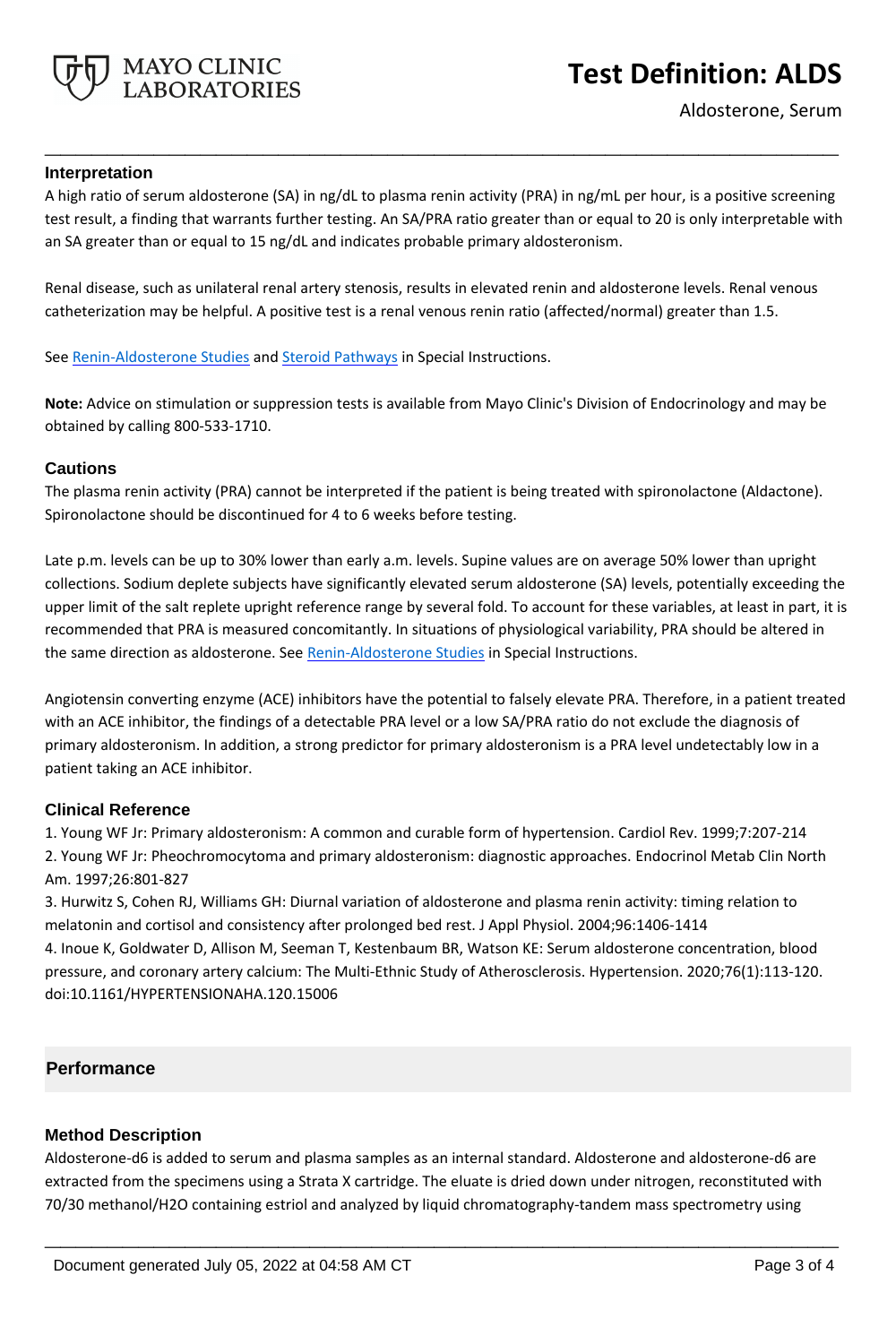## Interpretation

A high ratio of serum aldosterone (SA) in ng/dL to plasma renin activity (PRA) in ng/mL per hour, is a positive screening test result, a finding that warrants further testing. An SA/PRA ratio greater than or equal to 20 is only interpretable with an SA greater than or equal to 15 ng/dL and indicates probable primary aldosteronism.

Renal disease, such as unilateral renal artery stenosis, results in elevated renin and aldosterone levels. Renal venous catheterization may be helpful. A positive test is a renal venous renin ratio (affected/normal) greater than 1.5.

See Renin-Aldosterone Studies and Steroid Pathways in Special Instructions.

**Note:** Advice on stimulation or suppression tests is available from Mayo Clinic's Division of Endocrinology and may be obtained by calling 800-533-1710.

## Cautions

The plasma renin activity (PRA) cannot be interpreted if the patient is being treated with spironolactone (Aldactone). Spironolactone should be discontinued for 4 to 6 weeks before testing.

Late p.m. levels can be up to 30% lower than early a.m. levels. Supine values are on average 50% lower than upright collections. Sodium deplete subjects have significantly elevated serum aldosterone (SA) levels, potentially exceeding the upper limit of the salt replete upright reference range by several fold. To account for these variables, at least in part, it is recommended that PRA is measured concomitantly. In situations of physiological variability, PRA should be altered in the same direction as aldosterone. See Renin-Aldosterone Studies in Special Instructions.

Angiotensin converting enzyme (ACE) inhibitors have the potential to falsely elevate PRA. Therefore, in a patient treated with an ACE inhibitor, the findings of a detectable PRA level or a low SA/PRA ratio do not exclude the diagnosis of primary aldosteronism. In addition, a strong predictor for primary aldosteronism is a PRA level undetectably low in a patient taking an ACE inhibitor.

## Clinical Reference

1. Young WF Jr: Primary aldosteronism: A common and curable form of hypertension. Cardiol Rev. 1999;7:207-214
2. Young WF Jr: Pheochromocytoma and primary aldosteronism: diagnostic approaches. Endocrinol Metab Clin North Am. 1997;26:801-827
3. Hurwitz S, Cohen RJ, Williams GH: Diurnal variation of aldosterone and plasma renin activity: timing relation to melatonin and cortisol and consistency after prolonged bed rest. J Appl Physiol. 2004;96:1406-1414
4. Inoue K, Goldwater D, Allison M, Seeman T, Kestenbaum BR, Watson KE: Serum aldosterone concentration, blood pressure, and coronary artery calcium: The Multi-Ethnic Study of Atherosclerosis. Hypertension. 2020;76(1):113-120. doi:10.1161/HYPERTENSIONAHA.120.15006

# Performance

## Method Description

Aldosterone-d6 is added to serum and plasma samples as an internal standard. Aldosterone and aldosterone-d6 are extracted from the specimens using a Strata X cartridge. The eluate is dried down under nitrogen, reconstituted with 70/30 methanol/$H_2O$ containing estriol and analyzed by liquid chromatography-tandem mass spectrometry using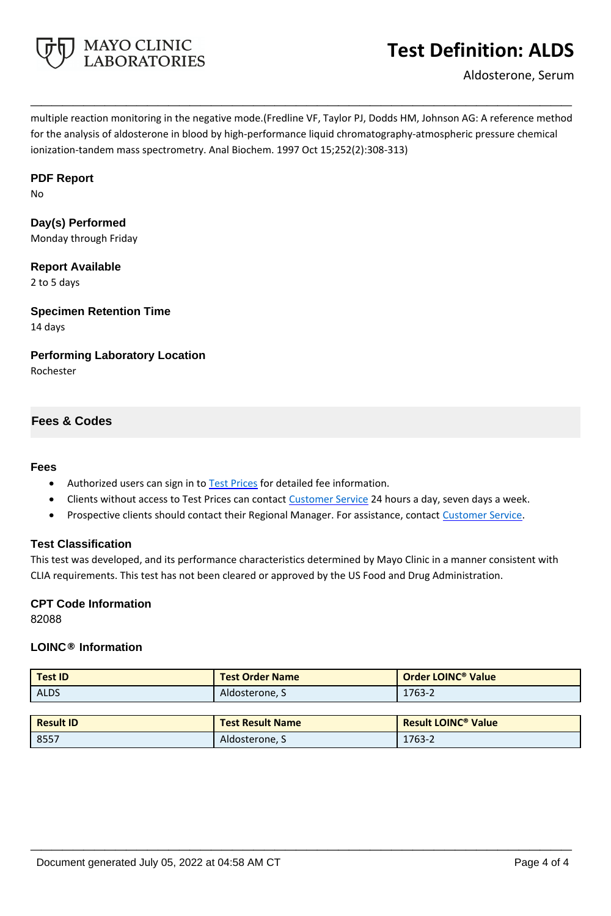multiple reaction monitoring in the negative mode.(Fredline VF, Taylor PJ, Dodds HM, Johnson AG: A reference method for the analysis of aldosterone in blood by high-performance liquid chromatography-atmospheric pressure chemical ionization-tandem mass spectrometry. Anal Biochem. 1997 Oct 15;252(2):308-313)

### PDF Report
No

### Day(s) Performed
Monday through Friday

### Report Available
2 to 5 days

### Specimen Retention Time
14 days

### Performing Laboratory Location
Rochester

## Fees & Codes

### Fees
- Authorized users can sign in to Test Prices for detailed fee information.
- Clients without access to Test Prices can contact Customer Service 24 hours a day, seven days a week.
- Prospective clients should contact their Regional Manager. For assistance, contact Customer Service.

### Test Classification
This test was developed, and its performance characteristics determined by Mayo Clinic in a manner consistent with CLIA requirements. This test has not been cleared or approved by the US Food and Drug Administration.

### CPT Code Information
82088

### LOINC® Information

| Test ID | Test Order Name | Order LOINC® Value |
|---|---|---|
| ALDS | Aldosterone, S | 1763-2 |

| Result ID | Test Result Name | Result LOINC® Value |
|---|---|---|
| 8557 | Aldosterone, S | 1763-2 |